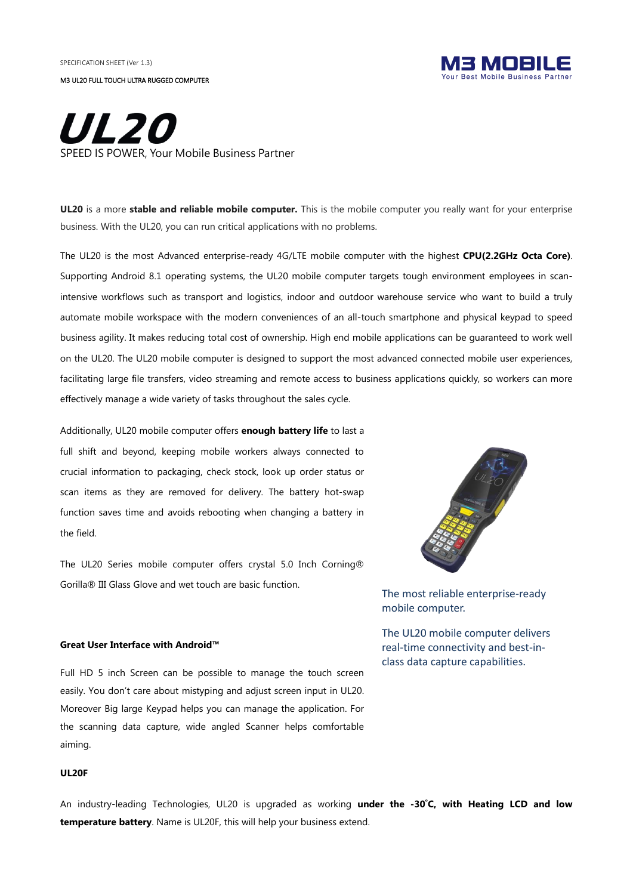SPECIFICATION SHEET (Ver 1.3)

M3 UL20 FULL TOUCH ULTRA RUGGED COMPUTER

M3 MOBILE
Your Best Mobile Business Partner

# UL20

SPEED IS POWER, Your Mobile Business Partner

**UL20** is a more **stable and reliable mobile computer.** This is the mobile computer you really want for your enterprise business. With the UL20, you can run critical applications with no problems.

The UL20 is the most Advanced enterprise-ready 4G/LTE mobile computer with the highest **CPU(2.2GHz Octa Core)**. Supporting Android 8.1 operating systems, the UL20 mobile computer targets tough environment employees in scan-intensive workflows such as transport and logistics, indoor and outdoor warehouse service who want to build a truly automate mobile workspace with the modern conveniences of an all-touch smartphone and physical keypad to speed business agility. It makes reducing total cost of ownership. High end mobile applications can be guaranteed to work well on the UL20. The UL20 mobile computer is designed to support the most advanced connected mobile user experiences, facilitating large file transfers, video streaming and remote access to business applications quickly, so workers can more effectively manage a wide variety of tasks throughout the sales cycle.

Additionally, UL20 mobile computer offers **enough battery life** to last a full shift and beyond, keeping mobile workers always connected to crucial information to packaging, check stock, look up order status or scan items as they are removed for delivery. The battery hot-swap function saves time and avoids rebooting when changing a battery in the field.

The UL20 Series mobile computer offers crystal 5.0 Inch Corning® Gorilla® III Glass Glove and wet touch are basic function.

The most reliable enterprise-ready mobile computer.

The UL20 mobile computer delivers real-time connectivity and best-in-class data capture capabilities.

**Great User Interface with Android™**

Full HD 5 inch Screen can be possible to manage the touch screen easily. You don't care about mistyping and adjust screen input in UL20. Moreover Big large Keypad helps you can manage the application. For the scanning data capture, wide angled Scanner helps comfortable aiming.

**UL20F**

An industry-leading Technologies, UL20 is upgraded as working **under the -30˚C, with Heating LCD and low temperature battery**. Name is UL20F, this will help your business extend.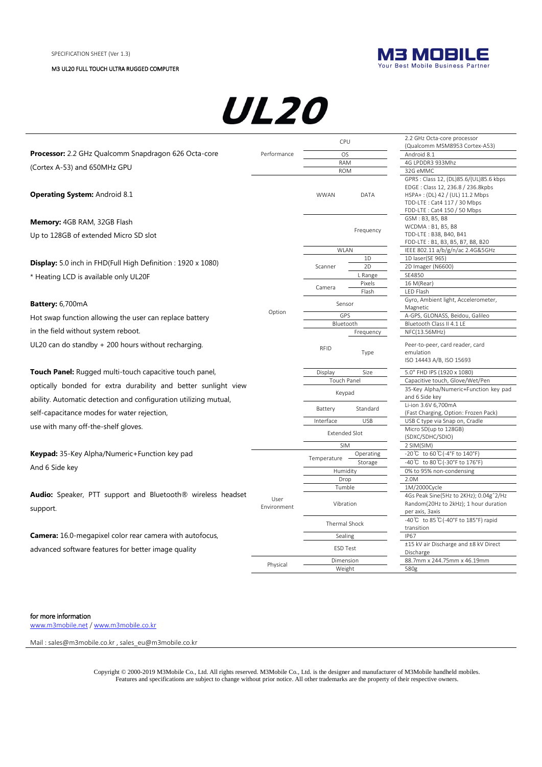SPECIFICATION SHEET (Ver 1.3)

M3 UL20 FULL TOUCH ULTRA RUGGED COMPUTER

M3 MOBILE
Your Best Mobile Business Partner

# UL20

**Processor:** 2.2 GHz Qualcomm Snapdragon 626 Octa-core (Cortex A-53) and 650MHz GPU

**Operating System:** Android 8.1

**Memory:** 4GB RAM, 32GB Flash

Up to 128GB of extended Micro SD slot

**Display:** 5.0 inch in FHD(Full High Definition : 1920 x 1080)

* Heating LCD is available only UL20F

**Battery:** 6,700mA

Hot swap function allowing the user can replace battery in the field without system reboot.

UL20 can do standby + 200 hours without recharging.

**Touch Panel:** Rugged multi-touch capacitive touch panel, optically bonded for extra durability and better sunlight view ability. Automatic detection and configuration utilizing mutual, self-capacitance modes for water rejection, use with many off-the-shelf gloves.

**Keypad:** 35-Key Alpha/Numeric+Function key pad And 6 Side key

**Audio:** Speaker, PTT support and Bluetooth® wireless headset support.

**Camera:** 16.0-megapixel color rear camera with autofocus, advanced software features for better image quality

| Category | Item | Sub-item | Specification |
|---|---|---|---|
| Performance | CPU | | 2.2 GHz Octa-core processor (Qualcomm MSM8953 Cortex-A53) |
| | OS | | Android 8.1 |
| | RAM | | 4G LPDDR3 933Mhz |
| | ROM | | 32G eMMC |
| Option | WWAN | DATA | GPRS : Class 12, (DL)85.6/(UL)85.6 kbps<br>EDGE : Class 12, 236.8 / 236.8kbps<br>HSPA+ : (DL) 42 / (UL) 11.2 Mbps<br>TDD-LTE : Cat4 117 / 30 Mbps<br>FDD-LTE : Cat4 150 / 50 Mbps |
| | | Frequency | GSM : B3, B5, B8<br>WCDMA : B1, B5, B8<br>TDD-LTE : B38, B40, B41<br>FDD-LTE : B1, B3, B5, B7, B8, B20 |
| | WLAN | | IEEE 802.11 a/b/g/n/ac 2.4G&5GHz |
| | Scanner | 1D | 1D laser(SE 965) |
| | | 2D | 2D Imager (N6600) |
| | | L Range | SE4850 |
| | Camera | Pixels | 16 M(Rear) |
| | | Flash | LED Flash |
| | Sensor | | Gyro, Ambient light, Accelerometer, Magnetic |
| | GPS | | A-GPS, GLONASS, Beidou, Galileo |
| | Bluetooth | | Bluetooth Class II 4.1 LE |
| | RFID | Frequency | NFC(13.56MHz) |
| | | Type | Peer-to-peer, card reader, card emulation<br>ISO 14443 A/B, ISO 15693 |
| | Display | Size | 5.0" FHD IPS (1920 x 1080) |
| | Touch Panel | | Capacitive touch, Glove/Wet/Pen |
| | Keypad | | 35-Key Alpha/Numeric+Function key pad and 6 Side key |
| | Battery | Standard | Li-ion 3.6V 6,700mA (Fast Charging, Option: Frozen Pack) |
| | Interface | USB | USB C type via Snap on, Cradle |
| | Extended Slot | | Micro SD(up to 128GB) (SDXC/SDHC/SDIO) |
| | SIM | | 2 SIM(SIM) |
| User Environment | Temperature | Operating | -20℃ to 60℃(-4°F to 140°F) |
| | | Storage | -40℃ to 80℃(-30°F to 176°F) |
| | Humidity | | 0% to 95% non-condensing |
| | Drop | | 2.0M |
| | Tumble | | 1M/2000Cycle |
| | Vibration | | 4Gs Peak Sine(5Hz to 2KHz); 0.04g^2/Hz Random(20Hz to 2kHz); 1 hour duration per axis, 3axis |
| | Thermal Shock | | -40℃ to 85℃(-40°F to 185°F) rapid transition |
| | Sealing | | IP67 |
| | ESD Test | | ±15 kV air Discharge and ±8 kV Direct Discharge |
| Physical | Dimension | | 88.7mm x 244.75mm x 46.19mm |
| | Weight | | 580g |

for more information
www.m3mobile.net / www.m3mobile.co.kr

Mail : sales@m3mobile.co.kr , sales_eu@m3mobile.co.kr

Copyright © 2000-2019 M3Mobile Co., Ltd. All rights reserved. M3Mobile Co., Ltd. is the designer and manufacturer of M3Mobile handheld mobiles. Features and specifications are subject to change without prior notice. All other trademarks are the property of their respective owners.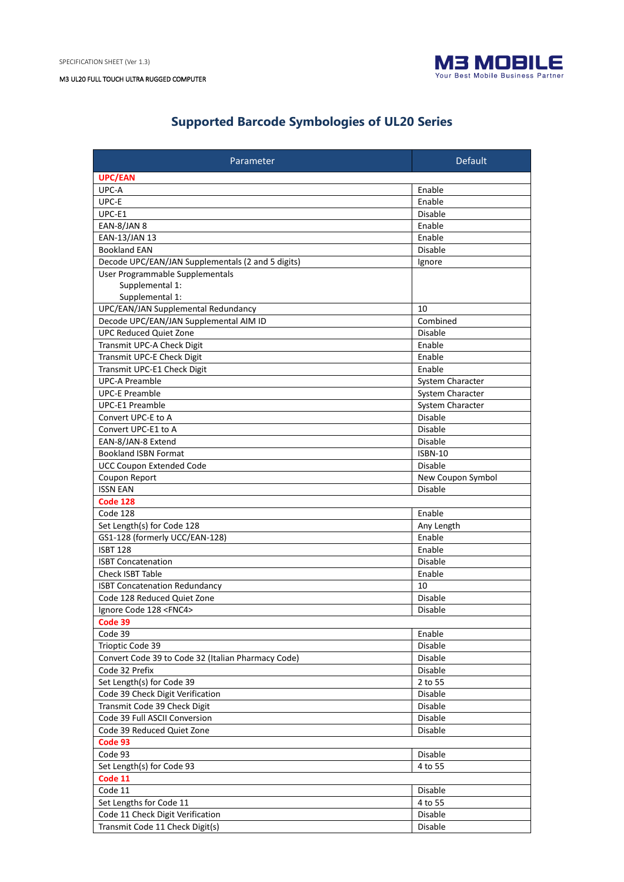## Supported Barcode Symbologies of UL20 Series

| Parameter | Default |
|---|---|
| **UPC/EAN** | |
| UPC-A | Enable |
| UPC-E | Enable |
| UPC-E1 | Disable |
| EAN-8/JAN 8 | Enable |
| EAN-13/JAN 13 | Enable |
| Bookland EAN | Disable |
| Decode UPC/EAN/JAN Supplementals (2 and 5 digits) | Ignore |
| User Programmable Supplementals<br>Supplemental 1:<br>Supplemental 1: | |
| UPC/EAN/JAN Supplemental Redundancy | 10 |
| Decode UPC/EAN/JAN Supplemental AIM ID | Combined |
| UPC Reduced Quiet Zone | Disable |
| Transmit UPC-A Check Digit | Enable |
| Transmit UPC-E Check Digit | Enable |
| Transmit UPC-E1 Check Digit | Enable |
| UPC-A Preamble | System Character |
| UPC-E Preamble | System Character |
| UPC-E1 Preamble | System Character |
| Convert UPC-E to A | Disable |
| Convert UPC-E1 to A | Disable |
| EAN-8/JAN-8 Extend | Disable |
| Bookland ISBN Format | ISBN-10 |
| UCC Coupon Extended Code | Disable |
| Coupon Report | New Coupon Symbol |
| ISSN EAN | Disable |
| **Code 128** | |
| Code 128 | Enable |
| Set Length(s) for Code 128 | Any Length |
| GS1-128 (formerly UCC/EAN-128) | Enable |
| ISBT 128 | Enable |
| ISBT Concatenation | Disable |
| Check ISBT Table | Enable |
| ISBT Concatenation Redundancy | 10 |
| Code 128 Reduced Quiet Zone | Disable |
| Ignore Code 128 <FNC4> | Disable |
| **Code 39** | |
| Code 39 | Enable |
| Trioptic Code 39 | Disable |
| Convert Code 39 to Code 32 (Italian Pharmacy Code) | Disable |
| Code 32 Prefix | Disable |
| Set Length(s) for Code 39 | 2 to 55 |
| Code 39 Check Digit Verification | Disable |
| Transmit Code 39 Check Digit | Disable |
| Code 39 Full ASCII Conversion | Disable |
| Code 39 Reduced Quiet Zone | Disable |
| **Code 93** | |
| Code 93 | Disable |
| Set Length(s) for Code 93 | 4 to 55 |
| **Code 11** | |
| Code 11 | Disable |
| Set Lengths for Code 11 | 4 to 55 |
| Code 11 Check Digit Verification | Disable |
| Transmit Code 11 Check Digit(s) | Disable |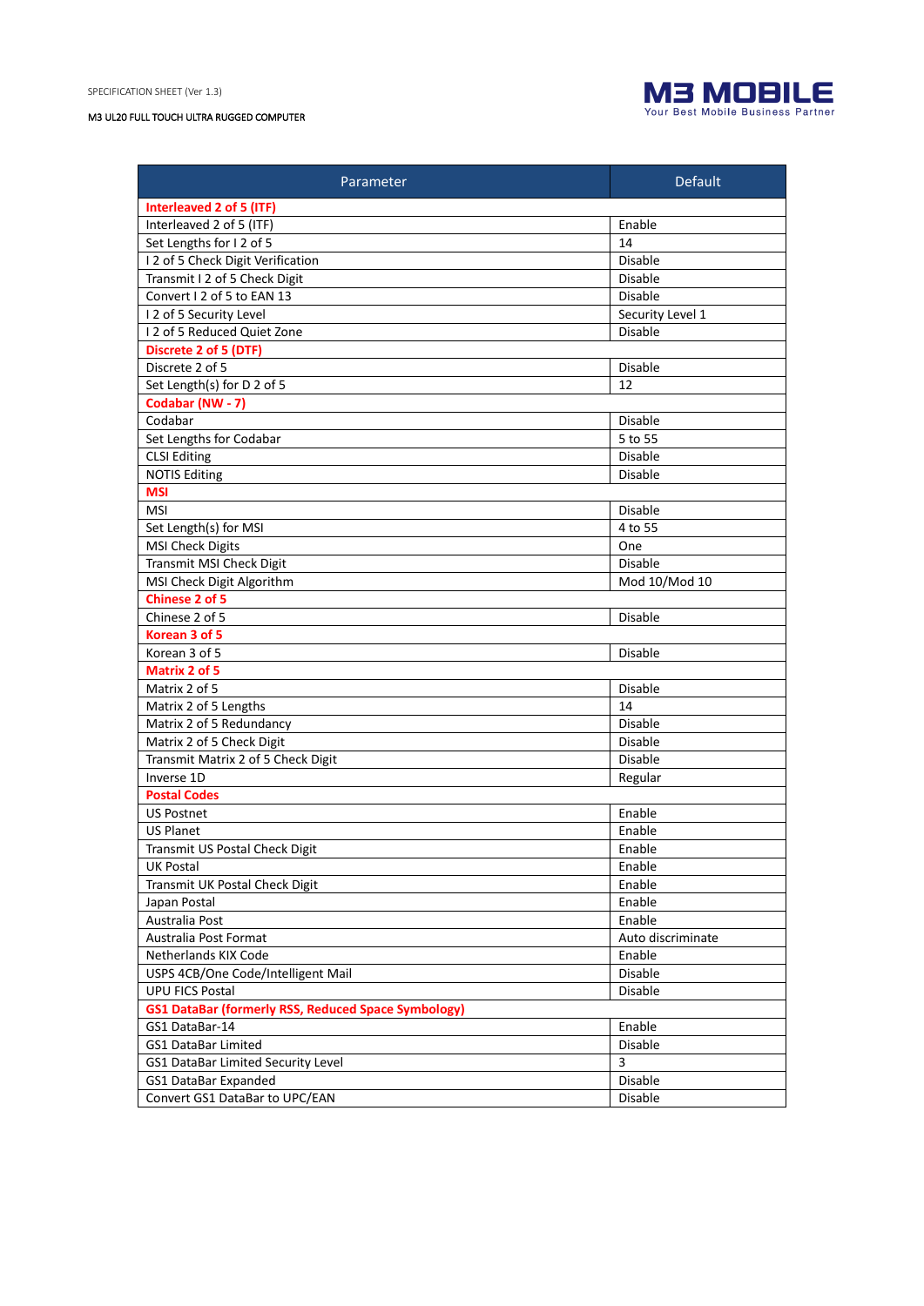| Parameter | Default |
|---|---|
| **Interleaved 2 of 5 (ITF)** | |
| Interleaved 2 of 5 (ITF) | Enable |
| Set Lengths for I 2 of 5 | 14 |
| I 2 of 5 Check Digit Verification | Disable |
| Transmit I 2 of 5 Check Digit | Disable |
| Convert I 2 of 5 to EAN 13 | Disable |
| I 2 of 5 Security Level | Security Level 1 |
| I 2 of 5 Reduced Quiet Zone | Disable |
| **Discrete 2 of 5 (DTF)** | |
| Discrete 2 of 5 | Disable |
| Set Length(s) for D 2 of 5 | 12 |
| **Codabar (NW - 7)** | |
| Codabar | Disable |
| Set Lengths for Codabar | 5 to 55 |
| CLSI Editing | Disable |
| NOTIS Editing | Disable |
| **MSI** | |
| MSI | Disable |
| Set Length(s) for MSI | 4 to 55 |
| MSI Check Digits | One |
| Transmit MSI Check Digit | Disable |
| MSI Check Digit Algorithm | Mod 10/Mod 10 |
| **Chinese 2 of 5** | |
| Chinese 2 of 5 | Disable |
| **Korean 3 of 5** | |
| Korean 3 of 5 | Disable |
| **Matrix 2 of 5** | |
| Matrix 2 of 5 | Disable |
| Matrix 2 of 5 Lengths | 14 |
| Matrix 2 of 5 Redundancy | Disable |
| Matrix 2 of 5 Check Digit | Disable |
| Transmit Matrix 2 of 5 Check Digit | Disable |
| Inverse 1D | Regular |
| **Postal Codes** | |
| US Postnet | Enable |
| US Planet | Enable |
| Transmit US Postal Check Digit | Enable |
| UK Postal | Enable |
| Transmit UK Postal Check Digit | Enable |
| Japan Postal | Enable |
| Australia Post | Enable |
| Australia Post Format | Auto discriminate |
| Netherlands KIX Code | Enable |
| USPS 4CB/One Code/Intelligent Mail | Disable |
| UPU FICS Postal | Disable |
| **GS1 DataBar (formerly RSS, Reduced Space Symbology)** | |
| GS1 DataBar-14 | Enable |
| GS1 DataBar Limited | Disable |
| GS1 DataBar Limited Security Level | 3 |
| GS1 DataBar Expanded | Disable |
| Convert GS1 DataBar to UPC/EAN | Disable |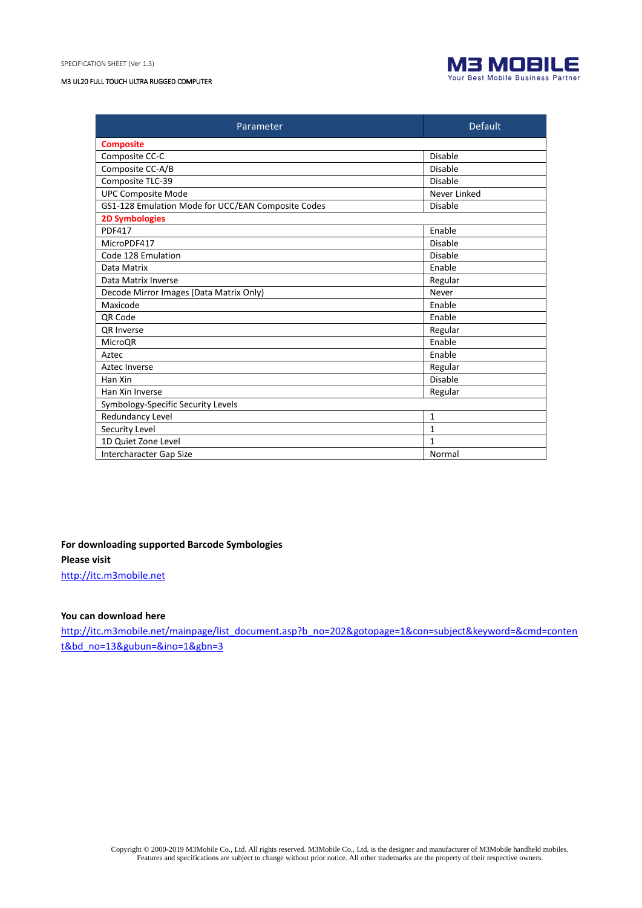| Parameter | Default |
| --- | --- |
| **Composite** | |
| Composite CC-C | Disable |
| Composite CC-A/B | Disable |
| Composite TLC-39 | Disable |
| UPC Composite Mode | Never Linked |
| GS1-128 Emulation Mode for UCC/EAN Composite Codes | Disable |
| **2D Symbologies** | |
| PDF417 | Enable |
| MicroPDF417 | Disable |
| Code 128 Emulation | Disable |
| Data Matrix | Enable |
| Data Matrix Inverse | Regular |
| Decode Mirror Images (Data Matrix Only) | Never |
| Maxicode | Enable |
| QR Code | Enable |
| QR Inverse | Regular |
| MicroQR | Enable |
| Aztec | Enable |
| Aztec Inverse | Regular |
| Han Xin | Disable |
| Han Xin Inverse | Regular |
| Symbology-Specific Security Levels | |
| Redundancy Level | 1 |
| Security Level | 1 |
| 1D Quiet Zone Level | 1 |
| Intercharacter Gap Size | Normal |

**For downloading supported Barcode Symbologies**
**Please visit**
http://itc.m3mobile.net

**You can download here**
http://itc.m3mobile.net/mainpage/list_document.asp?b_no=202&gotopage=1&con=subject&keyword=&cmd=content&bd_no=13&gubun=&ino=1&gbn=3